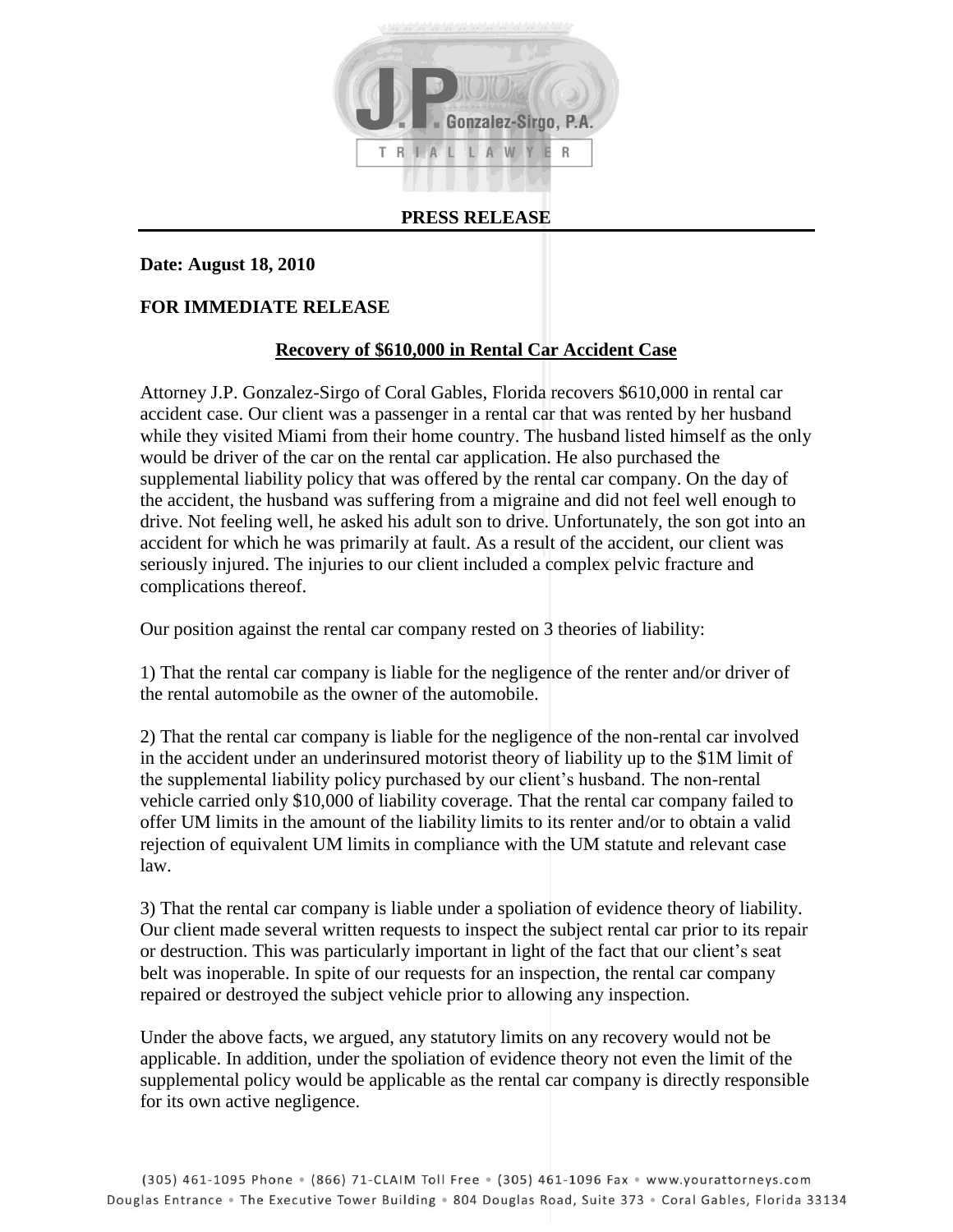J.P. Gonzalez-Sirgo, P.A.

TRIAL LAWYER

**PRESS RELEASE**

**Date: August 18, 2010**

**FOR IMMEDIATE RELEASE**

**Recovery of $610,000 in Rental Car Accident Case**

Attorney J.P. Gonzalez-Sirgo of Coral Gables, Florida recovers $610,000 in rental car accident case. Our client was a passenger in a rental car that was rented by her husband while they visited Miami from their home country. The husband listed himself as the only would be driver of the car on the rental car application. He also purchased the supplemental liability policy that was offered by the rental car company. On the day of the accident, the husband was suffering from a migraine and did not feel well enough to drive. Not feeling well, he asked his adult son to drive. Unfortunately, the son got into an accident for which he was primarily at fault. As a result of the accident, our client was seriously injured. The injuries to our client included a complex pelvic fracture and complications thereof.

Our position against the rental car company rested on 3 theories of liability:

1) That the rental car company is liable for the negligence of the renter and/or driver of the rental automobile as the owner of the automobile.

2) That the rental car company is liable for the negligence of the non-rental car involved in the accident under an underinsured motorist theory of liability up to the $1M limit of the supplemental liability policy purchased by our client's husband. The non-rental vehicle carried only $10,000 of liability coverage. That the rental car company failed to offer UM limits in the amount of the liability limits to its renter and/or to obtain a valid rejection of equivalent UM limits in compliance with the UM statute and relevant case law.

3) That the rental car company is liable under a spoliation of evidence theory of liability. Our client made several written requests to inspect the subject rental car prior to its repair or destruction. This was particularly important in light of the fact that our client's seat belt was inoperable. In spite of our requests for an inspection, the rental car company repaired or destroyed the subject vehicle prior to allowing any inspection.

Under the above facts, we argued, any statutory limits on any recovery would not be applicable. In addition, under the spoliation of evidence theory not even the limit of the supplemental policy would be applicable as the rental car company is directly responsible for its own active negligence.

(305) 461-1095 Phone • (866) 71-CLAIM Toll Free • (305) 461-1096 Fax • www.yourattorneys.com
Douglas Entrance • The Executive Tower Building • 804 Douglas Road, Suite 373 • Coral Gables, Florida 33134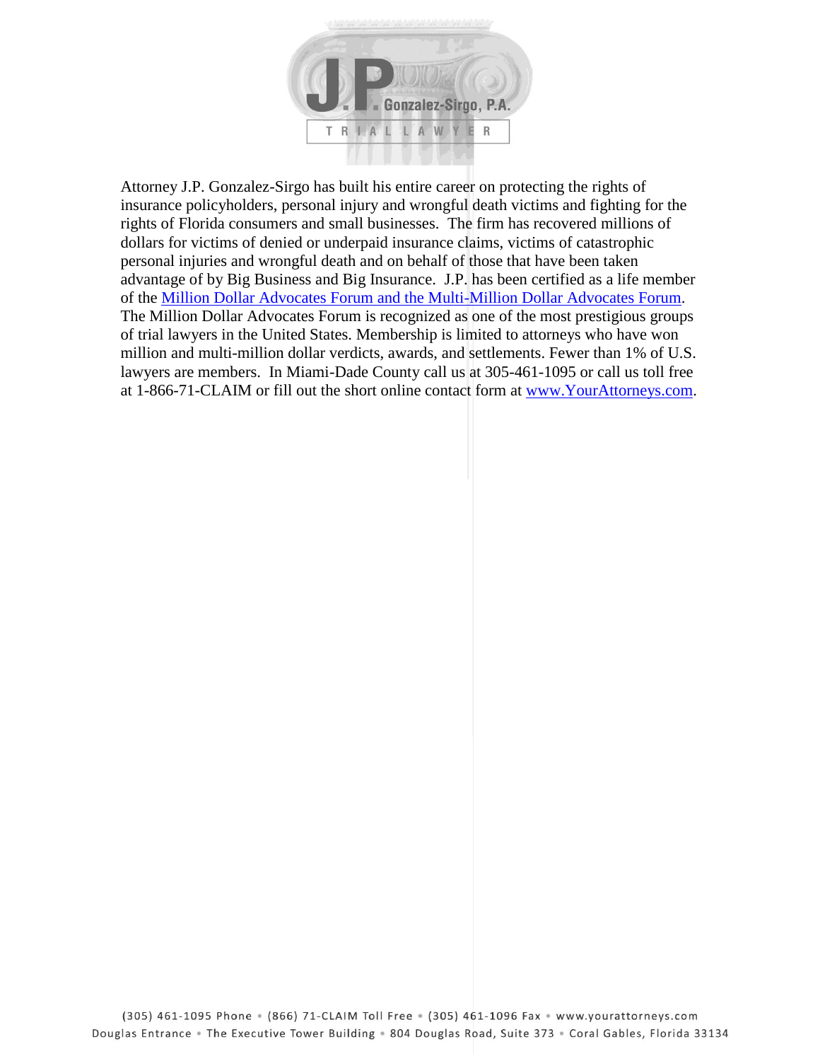Attorney J.P. Gonzalez-Sirgo has built his entire career on protecting the rights of insurance policyholders, personal injury and wrongful death victims and fighting for the rights of Florida consumers and small businesses. The firm has recovered millions of dollars for victims of denied or underpaid insurance claims, victims of catastrophic personal injuries and wrongful death and on behalf of those that have been taken advantage of by Big Business and Big Insurance. J.P. has been certified as a life member of the Million Dollar Advocates Forum and the Multi-Million Dollar Advocates Forum. The Million Dollar Advocates Forum is recognized as one of the most prestigious groups of trial lawyers in the United States. Membership is limited to attorneys who have won million and multi-million dollar verdicts, awards, and settlements. Fewer than 1% of U.S. lawyers are members. In Miami-Dade County call us at 305-461-1095 or call us toll free at 1-866-71-CLAIM or fill out the short online contact form at www.YourAttorneys.com.